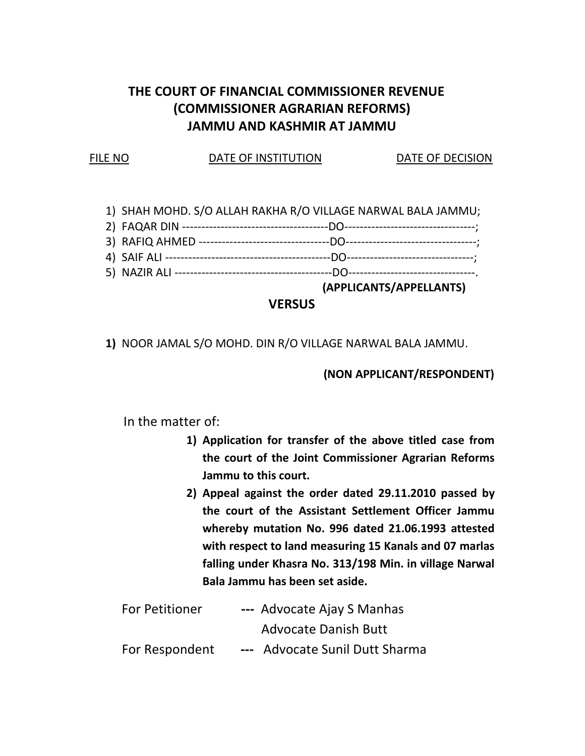**THE COURT OF FINANCIAL COMMISSIONER REVENUE (COMMISSIONER AGRARIAN REFORMS) JAMMU AND KASHMIR AT JAMMU**

| FILE NO | DATE OF INSTITUTION | DATE OF DECISION |
| --- | --- | --- |

1) SHAH MOHD. S/O ALLAH RAKHA R/O VILLAGE NARWAL BALA JAMMU;
2) FAQAR DIN ---------------------------------------DO----------------------------------;
3) RAFIQ AHMED ----------------------------------DO----------------------------------;
4) SAIF ALI --------------------------------------------DO---------------------------------;
5) NAZIR ALI -----------------------------------------DO---------------------------------.

**(APPLICANTS/APPELLANTS)**

**VERSUS**

**1)** NOOR JAMAL S/O MOHD. DIN R/O VILLAGE NARWAL BALA JAMMU.

**(NON APPLICANT/RESPONDENT)**

In the matter of:

1) **Application for transfer of the above titled case from the court of the Joint Commissioner Agrarian Reforms Jammu to this court.**
2) **Appeal against the order dated 29.11.2010 passed by the court of the Assistant Settlement Officer Jammu whereby mutation No. 996 dated 21.06.1993 attested with respect to land measuring 15 Kanals and 07 marlas falling under Khasra No. 313/198 Min. in village Narwal Bala Jammu has been set aside.**

For Petitioner --- Advocate Ajay S Manhas
Advocate Danish Butt

For Respondent --- Advocate Sunil Dutt Sharma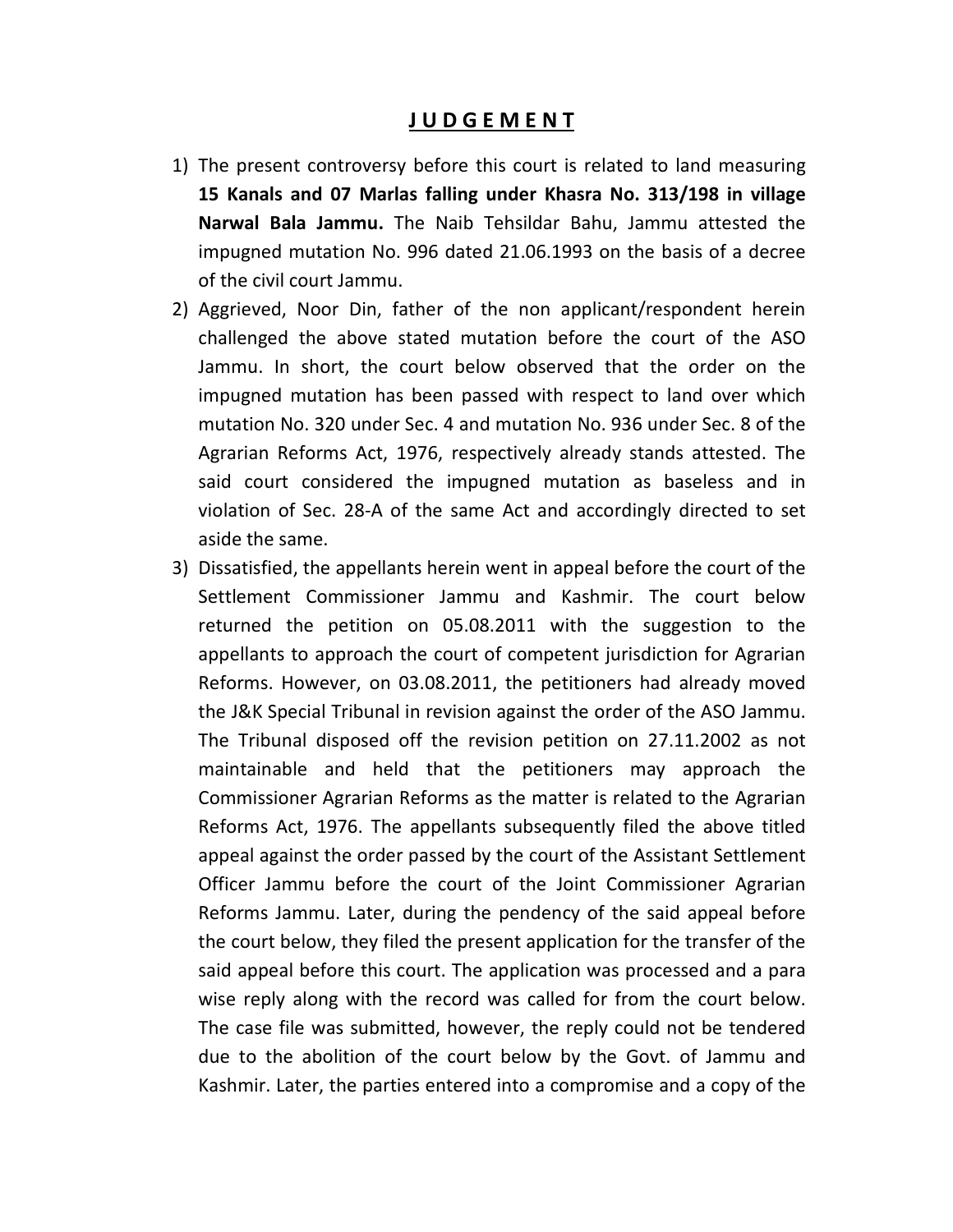## J U D G E M E N T

1) The present controversy before this court is related to land measuring **15 Kanals and 07 Marlas falling under Khasra No. 313/198 in village Narwal Bala Jammu.** The Naib Tehsildar Bahu, Jammu attested the impugned mutation No. 996 dated 21.06.1993 on the basis of a decree of the civil court Jammu.
2) Aggrieved, Noor Din, father of the non applicant/respondent herein challenged the above stated mutation before the court of the ASO Jammu. In short, the court below observed that the order on the impugned mutation has been passed with respect to land over which mutation No. 320 under Sec. 4 and mutation No. 936 under Sec. 8 of the Agrarian Reforms Act, 1976, respectively already stands attested. The said court considered the impugned mutation as baseless and in violation of Sec. 28-A of the same Act and accordingly directed to set aside the same.
3) Dissatisfied, the appellants herein went in appeal before the court of the Settlement Commissioner Jammu and Kashmir. The court below returned the petition on 05.08.2011 with the suggestion to the appellants to approach the court of competent jurisdiction for Agrarian Reforms. However, on 03.08.2011, the petitioners had already moved the J&K Special Tribunal in revision against the order of the ASO Jammu. The Tribunal disposed off the revision petition on 27.11.2002 as not maintainable and held that the petitioners may approach the Commissioner Agrarian Reforms as the matter is related to the Agrarian Reforms Act, 1976. The appellants subsequently filed the above titled appeal against the order passed by the court of the Assistant Settlement Officer Jammu before the court of the Joint Commissioner Agrarian Reforms Jammu. Later, during the pendency of the said appeal before the court below, they filed the present application for the transfer of the said appeal before this court. The application was processed and a para wise reply along with the record was called for from the court below. The case file was submitted, however, the reply could not be tendered due to the abolition of the court below by the Govt. of Jammu and Kashmir. Later, the parties entered into a compromise and a copy of the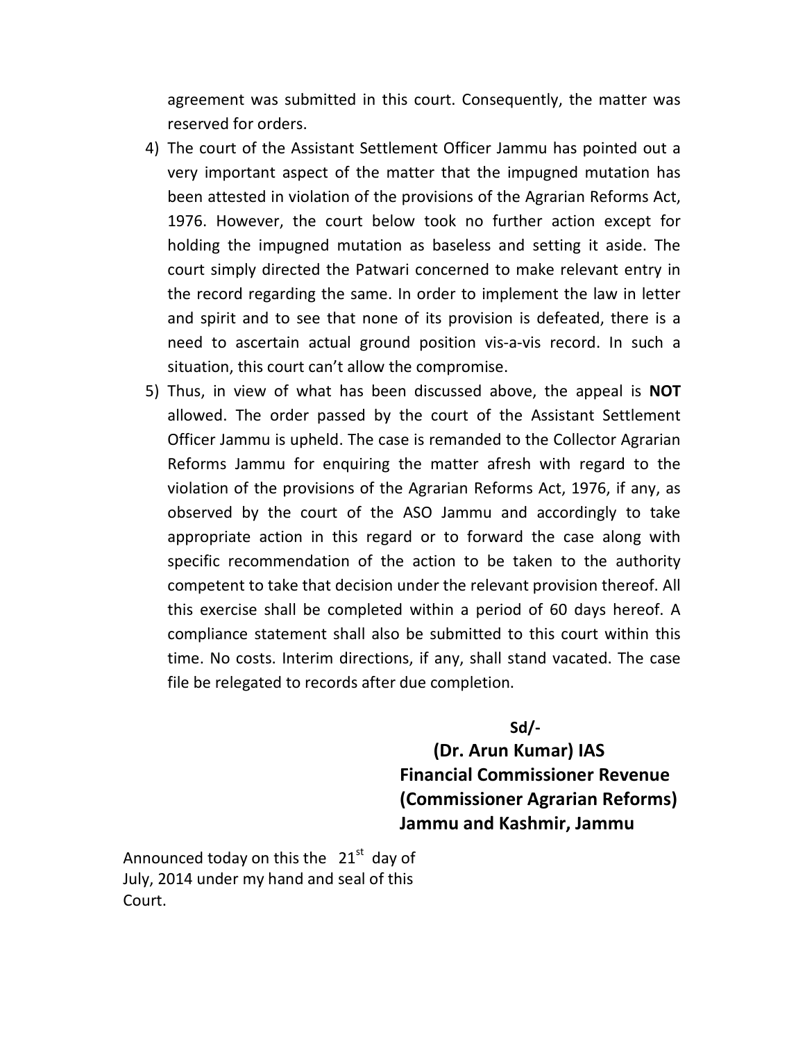agreement was submitted in this court. Consequently, the matter was reserved for orders.

4) The court of the Assistant Settlement Officer Jammu has pointed out a very important aspect of the matter that the impugned mutation has been attested in violation of the provisions of the Agrarian Reforms Act, 1976. However, the court below took no further action except for holding the impugned mutation as baseless and setting it aside. The court simply directed the Patwari concerned to make relevant entry in the record regarding the same. In order to implement the law in letter and spirit and to see that none of its provision is defeated, there is a need to ascertain actual ground position vis-a-vis record. In such a situation, this court can't allow the compromise.

5) Thus, in view of what has been discussed above, the appeal is **NOT** allowed. The order passed by the court of the Assistant Settlement Officer Jammu is upheld. The case is remanded to the Collector Agrarian Reforms Jammu for enquiring the matter afresh with regard to the violation of the provisions of the Agrarian Reforms Act, 1976, if any, as observed by the court of the ASO Jammu and accordingly to take appropriate action in this regard or to forward the case along with specific recommendation of the action to be taken to the authority competent to take that decision under the relevant provision thereof. All this exercise shall be completed within a period of 60 days hereof. A compliance statement shall also be submitted to this court within this time. No costs. Interim directions, if any, shall stand vacated. The case file be relegated to records after due completion.

**Sd/-**

**(Dr. Arun Kumar) IAS**
**Financial Commissioner Revenue**
**(Commissioner Agrarian Reforms)**
**Jammu and Kashmir, Jammu**

Announced today on this the 21st day of July, 2014 under my hand and seal of this Court.